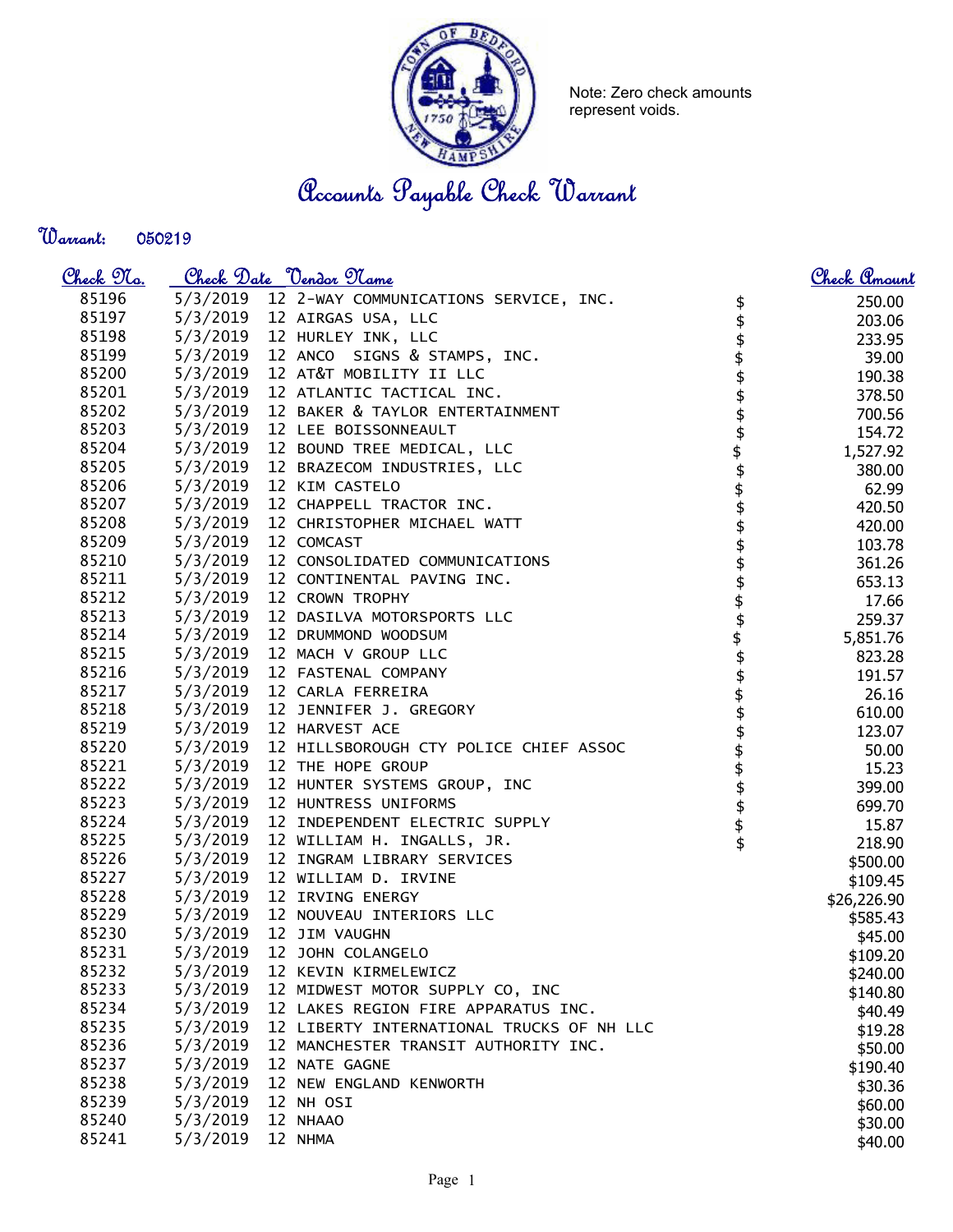Note: Zero check amounts represent voids.

# Accounts Payable Check Warrant

**Warrant:** 050219

| Check No. | Check Date | Vendor Name | Check Amount |
|---|---|---|---|
| 85196 | 5/3/2019 | 12 2-WAY COMMUNICATIONS SERVICE, INC. | $ 250.00 |
| 85197 | 5/3/2019 | 12 AIRGAS USA, LLC | $ 203.06 |
| 85198 | 5/3/2019 | 12 HURLEY INK, LLC | $ 233.95 |
| 85199 | 5/3/2019 | 12 ANCO SIGNS & STAMPS, INC. | $ 39.00 |
| 85200 | 5/3/2019 | 12 AT&T MOBILITY II LLC | $ 190.38 |
| 85201 | 5/3/2019 | 12 ATLANTIC TACTICAL INC. | $ 378.50 |
| 85202 | 5/3/2019 | 12 BAKER & TAYLOR ENTERTAINMENT | $ 700.56 |
| 85203 | 5/3/2019 | 12 LEE BOISSONNEAULT | $ 154.72 |
| 85204 | 5/3/2019 | 12 BOUND TREE MEDICAL, LLC | $ 1,527.92 |
| 85205 | 5/3/2019 | 12 BRAZECOM INDUSTRIES, LLC | $ 380.00 |
| 85206 | 5/3/2019 | 12 KIM CASTELO | $ 62.99 |
| 85207 | 5/3/2019 | 12 CHAPPELL TRACTOR INC. | $ 420.50 |
| 85208 | 5/3/2019 | 12 CHRISTOPHER MICHAEL WATT | $ 420.00 |
| 85209 | 5/3/2019 | 12 COMCAST | $ 103.78 |
| 85210 | 5/3/2019 | 12 CONSOLIDATED COMMUNICATIONS | $ 361.26 |
| 85211 | 5/3/2019 | 12 CONTINENTAL PAVING INC. | $ 653.13 |
| 85212 | 5/3/2019 | 12 CROWN TROPHY | $ 17.66 |
| 85213 | 5/3/2019 | 12 DASILVA MOTORSPORTS LLC | $ 259.37 |
| 85214 | 5/3/2019 | 12 DRUMMOND WOODSUM | $ 5,851.76 |
| 85215 | 5/3/2019 | 12 MACH V GROUP LLC | $ 823.28 |
| 85216 | 5/3/2019 | 12 FASTENAL COMPANY | $ 191.57 |
| 85217 | 5/3/2019 | 12 CARLA FERREIRA | $ 26.16 |
| 85218 | 5/3/2019 | 12 JENNIFER J. GREGORY | $ 610.00 |
| 85219 | 5/3/2019 | 12 HARVEST ACE | $ 123.07 |
| 85220 | 5/3/2019 | 12 HILLSBOROUGH CTY POLICE CHIEF ASSOC | $ 50.00 |
| 85221 | 5/3/2019 | 12 THE HOPE GROUP | $ 15.23 |
| 85222 | 5/3/2019 | 12 HUNTER SYSTEMS GROUP, INC | $ 399.00 |
| 85223 | 5/3/2019 | 12 HUNTRESS UNIFORMS | $ 699.70 |
| 85224 | 5/3/2019 | 12 INDEPENDENT ELECTRIC SUPPLY | $ 15.87 |
| 85225 | 5/3/2019 | 12 WILLIAM H. INGALLS, JR. | $ 218.90 |
| 85226 | 5/3/2019 | 12 INGRAM LIBRARY SERVICES | $500.00 |
| 85227 | 5/3/2019 | 12 WILLIAM D. IRVINE | $109.45 |
| 85228 | 5/3/2019 | 12 IRVING ENERGY | $26,226.90 |
| 85229 | 5/3/2019 | 12 NOUVEAU INTERIORS LLC | $585.43 |
| 85230 | 5/3/2019 | 12 JIM VAUGHN | $45.00 |
| 85231 | 5/3/2019 | 12 JOHN COLANGELO | $109.20 |
| 85232 | 5/3/2019 | 12 KEVIN KIRMELEWICZ | $240.00 |
| 85233 | 5/3/2019 | 12 MIDWEST MOTOR SUPPLY CO, INC | $140.80 |
| 85234 | 5/3/2019 | 12 LAKES REGION FIRE APPARATUS INC. | $40.49 |
| 85235 | 5/3/2019 | 12 LIBERTY INTERNATIONAL TRUCKS OF NH LLC | $19.28 |
| 85236 | 5/3/2019 | 12 MANCHESTER TRANSIT AUTHORITY INC. | $50.00 |
| 85237 | 5/3/2019 | 12 NATE GAGNE | $190.40 |
| 85238 | 5/3/2019 | 12 NEW ENGLAND KENWORTH | $30.36 |
| 85239 | 5/3/2019 | 12 NH OSI | $60.00 |
| 85240 | 5/3/2019 | 12 NHAAO | $30.00 |
| 85241 | 5/3/2019 | 12 NHMA | $40.00 |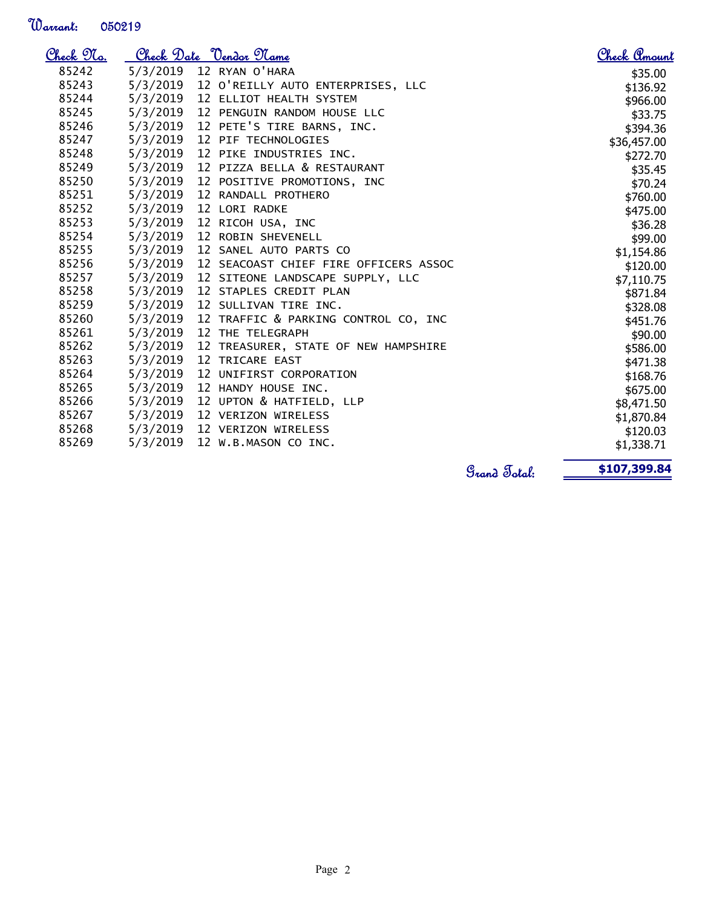Warrant: 050219

| Check No. | Check Date | Vendor Name | Check Amount |
|---|---|---|---|
| 85242 | 5/3/2019 | 12 RYAN O'HARA | $35.00 |
| 85243 | 5/3/2019 | 12 O'REILLY AUTO ENTERPRISES, LLC | $136.92 |
| 85244 | 5/3/2019 | 12 ELLIOT HEALTH SYSTEM | $966.00 |
| 85245 | 5/3/2019 | 12 PENGUIN RANDOM HOUSE LLC | $33.75 |
| 85246 | 5/3/2019 | 12 PETE'S TIRE BARNS, INC. | $394.36 |
| 85247 | 5/3/2019 | 12 PIF TECHNOLOGIES | $36,457.00 |
| 85248 | 5/3/2019 | 12 PIKE INDUSTRIES INC. | $272.70 |
| 85249 | 5/3/2019 | 12 PIZZA BELLA & RESTAURANT | $35.45 |
| 85250 | 5/3/2019 | 12 POSITIVE PROMOTIONS, INC | $70.24 |
| 85251 | 5/3/2019 | 12 RANDALL PROTHERO | $760.00 |
| 85252 | 5/3/2019 | 12 LORI RADKE | $475.00 |
| 85253 | 5/3/2019 | 12 RICOH USA, INC | $36.28 |
| 85254 | 5/3/2019 | 12 ROBIN SHEVENELL | $99.00 |
| 85255 | 5/3/2019 | 12 SANEL AUTO PARTS CO | $1,154.86 |
| 85256 | 5/3/2019 | 12 SEACOAST CHIEF FIRE OFFICERS ASSOC | $120.00 |
| 85257 | 5/3/2019 | 12 SITEONE LANDSCAPE SUPPLY, LLC | $7,110.75 |
| 85258 | 5/3/2019 | 12 STAPLES CREDIT PLAN | $871.84 |
| 85259 | 5/3/2019 | 12 SULLIVAN TIRE INC. | $328.08 |
| 85260 | 5/3/2019 | 12 TRAFFIC & PARKING CONTROL CO, INC | $451.76 |
| 85261 | 5/3/2019 | 12 THE TELEGRAPH | $90.00 |
| 85262 | 5/3/2019 | 12 TREASURER, STATE OF NEW HAMPSHIRE | $586.00 |
| 85263 | 5/3/2019 | 12 TRICARE EAST | $471.38 |
| 85264 | 5/3/2019 | 12 UNIFIRST CORPORATION | $168.76 |
| 85265 | 5/3/2019 | 12 HANDY HOUSE INC. | $675.00 |
| 85266 | 5/3/2019 | 12 UPTON & HATFIELD, LLP | $8,471.50 |
| 85267 | 5/3/2019 | 12 VERIZON WIRELESS | $1,870.84 |
| 85268 | 5/3/2019 | 12 VERIZON WIRELESS | $120.03 |
| 85269 | 5/3/2019 | 12 W.B.MASON CO INC. | $1,338.71 |
| | | Grand Total: | **$107,399.84** |